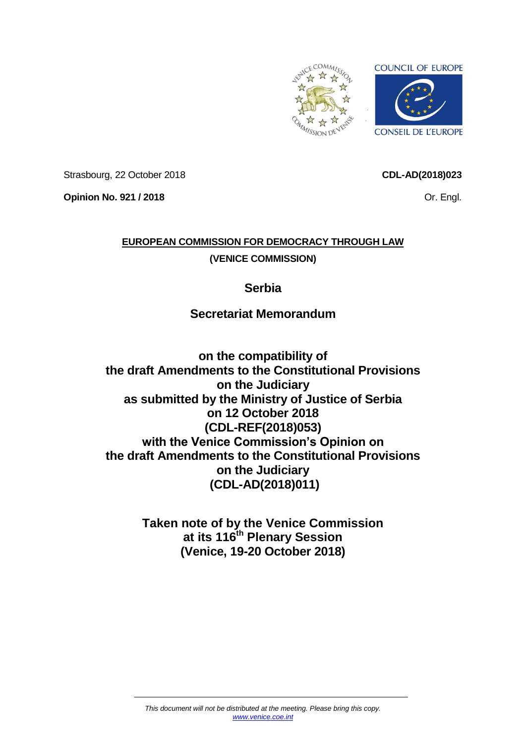Strasbourg, 22 October 2018

**CDL-AD(2018)023**

**Opinion No. 921 / 2018**

Or. Engl.

**EUROPEAN COMMISSION FOR DEMOCRACY THROUGH LAW**

**(VENICE COMMISSION)**

# Serbia

## Secretariat Memorandum

## on the compatibility of the draft Amendments to the Constitutional Provisions on the Judiciary as submitted by the Ministry of Justice of Serbia on 12 October 2018 (CDL-REF(2018)053) with the Venice Commission's Opinion on the draft Amendments to the Constitutional Provisions on the Judiciary (CDL-AD(2018)011)

**Taken note of by the Venice Commission at its 116th Plenary Session (Venice, 19-20 October 2018)**

*This document will not be distributed at the meeting. Please bring this copy.*
*www.venice.coe.int*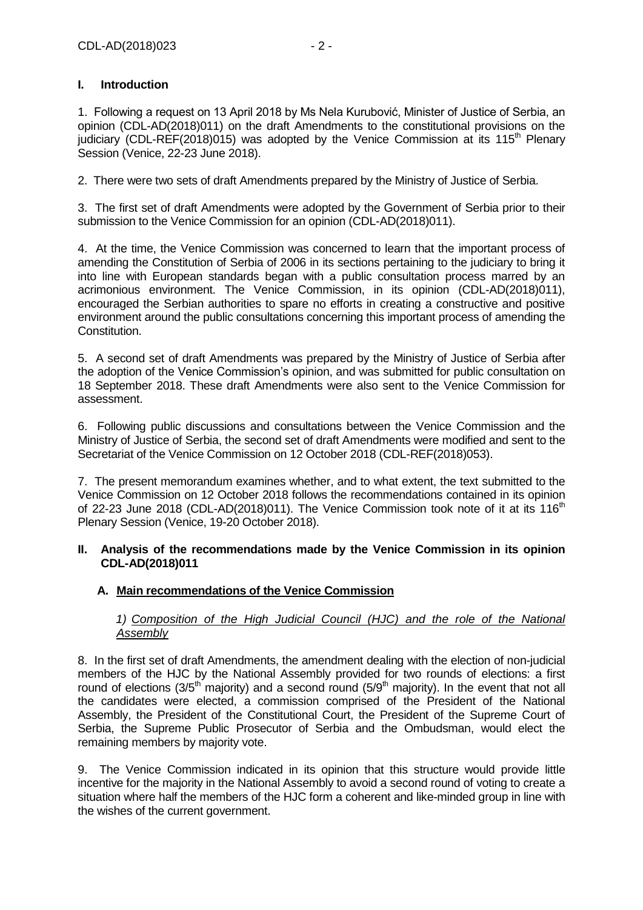## I. Introduction

1. Following a request on 13 April 2018 by Ms Nela Kurubović, Minister of Justice of Serbia, an opinion (CDL-AD(2018)011) on the draft Amendments to the constitutional provisions on the judiciary (CDL-REF(2018)015) was adopted by the Venice Commission at its 115th Plenary Session (Venice, 22-23 June 2018).

2. There were two sets of draft Amendments prepared by the Ministry of Justice of Serbia.

3. The first set of draft Amendments were adopted by the Government of Serbia prior to their submission to the Venice Commission for an opinion (CDL-AD(2018)011).

4. At the time, the Venice Commission was concerned to learn that the important process of amending the Constitution of Serbia of 2006 in its sections pertaining to the judiciary to bring it into line with European standards began with a public consultation process marred by an acrimonious environment. The Venice Commission, in its opinion (CDL-AD(2018)011), encouraged the Serbian authorities to spare no efforts in creating a constructive and positive environment around the public consultations concerning this important process of amending the Constitution.

5. A second set of draft Amendments was prepared by the Ministry of Justice of Serbia after the adoption of the Venice Commission's opinion, and was submitted for public consultation on 18 September 2018. These draft Amendments were also sent to the Venice Commission for assessment.

6. Following public discussions and consultations between the Venice Commission and the Ministry of Justice of Serbia, the second set of draft Amendments were modified and sent to the Secretariat of the Venice Commission on 12 October 2018 (CDL-REF(2018)053).

7. The present memorandum examines whether, and to what extent, the text submitted to the Venice Commission on 12 October 2018 follows the recommendations contained in its opinion of 22-23 June 2018 (CDL-AD(2018)011). The Venice Commission took note of it at its 116th Plenary Session (Venice, 19-20 October 2018).

## II. Analysis of the recommendations made by the Venice Commission in its opinion CDL-AD(2018)011

### A. Main recommendations of the Venice Commission

#### *1) Composition of the High Judicial Council (HJC) and the role of the National Assembly*

8. In the first set of draft Amendments, the amendment dealing with the election of non-judicial members of the HJC by the National Assembly provided for two rounds of elections: a first round of elections (3/5th majority) and a second round (5/9th majority). In the event that not all the candidates were elected, a commission comprised of the President of the National Assembly, the President of the Constitutional Court, the President of the Supreme Court of Serbia, the Supreme Public Prosecutor of Serbia and the Ombudsman, would elect the remaining members by majority vote.

9. The Venice Commission indicated in its opinion that this structure would provide little incentive for the majority in the National Assembly to avoid a second round of voting to create a situation where half the members of the HJC form a coherent and like-minded group in line with the wishes of the current government.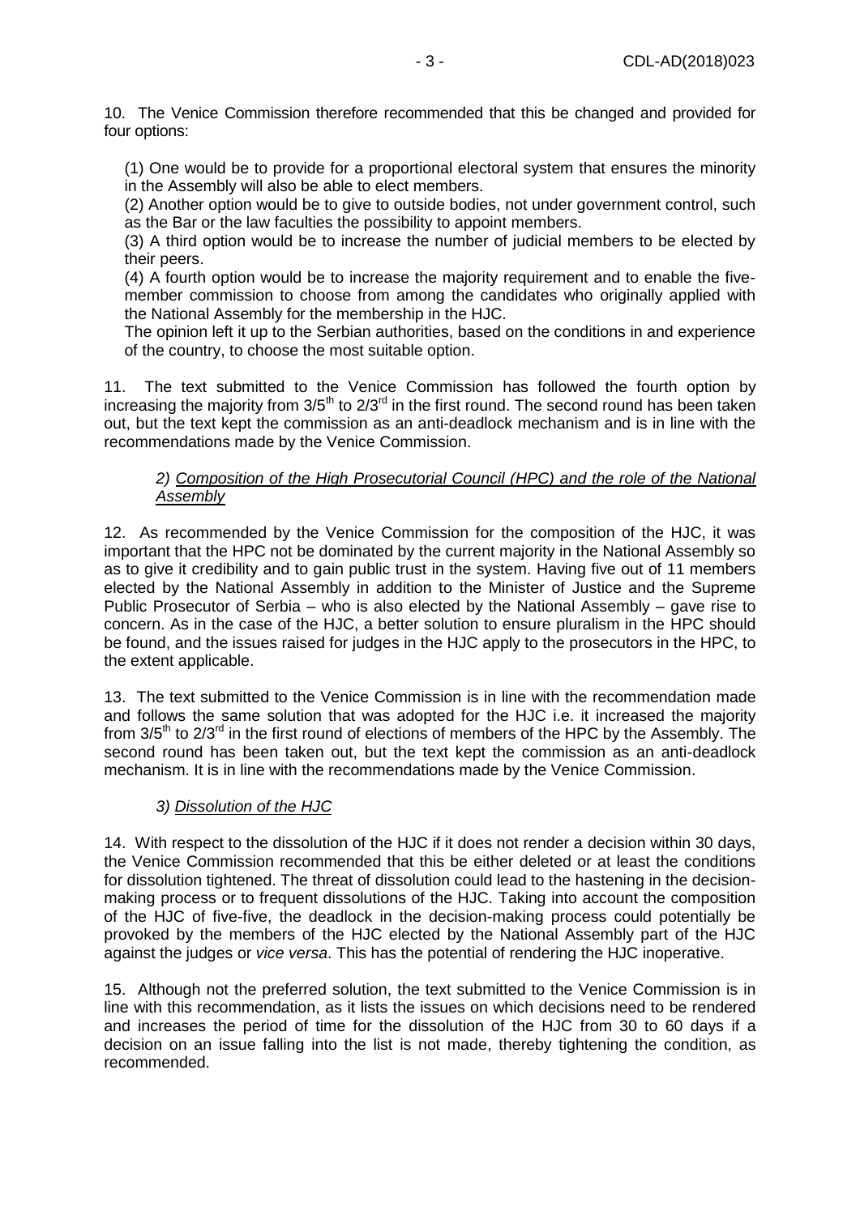10. The Venice Commission therefore recommended that this be changed and provided for four options:

(1) One would be to provide for a proportional electoral system that ensures the minority in the Assembly will also be able to elect members.
(2) Another option would be to give to outside bodies, not under government control, such as the Bar or the law faculties the possibility to appoint members.
(3) A third option would be to increase the number of judicial members to be elected by their peers.
(4) A fourth option would be to increase the majority requirement and to enable the five-member commission to choose from among the candidates who originally applied with the National Assembly for the membership in the HJC.
The opinion left it up to the Serbian authorities, based on the conditions in and experience of the country, to choose the most suitable option.

11. The text submitted to the Venice Commission has followed the fourth option by increasing the majority from 3/5th to 2/3rd in the first round. The second round has been taken out, but the text kept the commission as an anti-deadlock mechanism and is in line with the recommendations made by the Venice Commission.

*2) Composition of the High Prosecutorial Council (HPC) and the role of the National Assembly*

12. As recommended by the Venice Commission for the composition of the HJC, it was important that the HPC not be dominated by the current majority in the National Assembly so as to give it credibility and to gain public trust in the system. Having five out of 11 members elected by the National Assembly in addition to the Minister of Justice and the Supreme Public Prosecutor of Serbia – who is also elected by the National Assembly – gave rise to concern. As in the case of the HJC, a better solution to ensure pluralism in the HPC should be found, and the issues raised for judges in the HJC apply to the prosecutors in the HPC, to the extent applicable.

13. The text submitted to the Venice Commission is in line with the recommendation made and follows the same solution that was adopted for the HJC i.e. it increased the majority from 3/5th to 2/3rd in the first round of elections of members of the HPC by the Assembly. The second round has been taken out, but the text kept the commission as an anti-deadlock mechanism. It is in line with the recommendations made by the Venice Commission.

*3) Dissolution of the HJC*

14. With respect to the dissolution of the HJC if it does not render a decision within 30 days, the Venice Commission recommended that this be either deleted or at least the conditions for dissolution tightened. The threat of dissolution could lead to the hastening in the decision-making process or to frequent dissolutions of the HJC. Taking into account the composition of the HJC of five-five, the deadlock in the decision-making process could potentially be provoked by the members of the HJC elected by the National Assembly part of the HJC against the judges or *vice versa*. This has the potential of rendering the HJC inoperative.

15. Although not the preferred solution, the text submitted to the Venice Commission is in line with this recommendation, as it lists the issues on which decisions need to be rendered and increases the period of time for the dissolution of the HJC from 30 to 60 days if a decision on an issue falling into the list is not made, thereby tightening the condition, as recommended.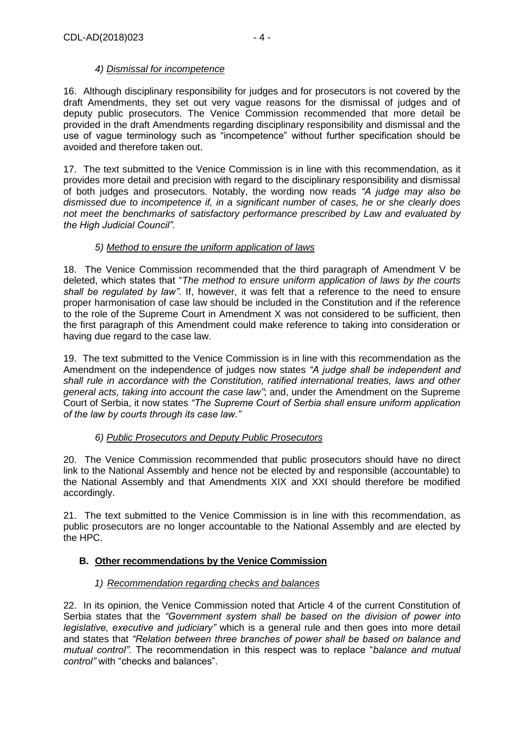#### 4) *Dismissal for incompetence*

16. Although disciplinary responsibility for judges and for prosecutors is not covered by the draft Amendments, they set out very vague reasons for the dismissal of judges and of deputy public prosecutors. The Venice Commission recommended that more detail be provided in the draft Amendments regarding disciplinary responsibility and dismissal and the use of vague terminology such as "incompetence" without further specification should be avoided and therefore taken out.

17. The text submitted to the Venice Commission is in line with this recommendation, as it provides more detail and precision with regard to the disciplinary responsibility and dismissal of both judges and prosecutors. Notably, the wording now reads *"A judge may also be dismissed due to incompetence if, in a significant number of cases, he or she clearly does not meet the benchmarks of satisfactory performance prescribed by Law and evaluated by the High Judicial Council".*

#### 5) *Method to ensure the uniform application of laws*

18. The Venice Commission recommended that the third paragraph of Amendment V be deleted, which states that "*The method to ensure uniform application of laws by the courts shall be regulated by law"*. If, however, it was felt that a reference to the need to ensure proper harmonisation of case law should be included in the Constitution and if the reference to the role of the Supreme Court in Amendment X was not considered to be sufficient, then the first paragraph of this Amendment could make reference to taking into consideration or having due regard to the case law.

19. The text submitted to the Venice Commission is in line with this recommendation as the Amendment on the independence of judges now states *"A judge shall be independent and shall rule in accordance with the Constitution, ratified international treaties, laws and other general acts, taking into account the case law"*; and, under the Amendment on the Supreme Court of Serbia, it now states *"The Supreme Court of Serbia shall ensure uniform application of the law by courts through its case law."*

#### 6) *Public Prosecutors and Deputy Public Prosecutors*

20. The Venice Commission recommended that public prosecutors should have no direct link to the National Assembly and hence not be elected by and responsible (accountable) to the National Assembly and that Amendments XIX and XXI should therefore be modified accordingly.

21. The text submitted to the Venice Commission is in line with this recommendation, as public prosecutors are no longer accountable to the National Assembly and are elected by the HPC.

### B. Other recommendations by the Venice Commission

#### 1) *Recommendation regarding checks and balances*

22. In its opinion, the Venice Commission noted that Article 4 of the current Constitution of Serbia states that the *"Government system shall be based on the division of power into legislative, executive and judiciary"* which is a general rule and then goes into more detail and states that *"Relation between three branches of power shall be based on balance and mutual control"*. The recommendation in this respect was to replace "*balance and mutual control"* with "checks and balances".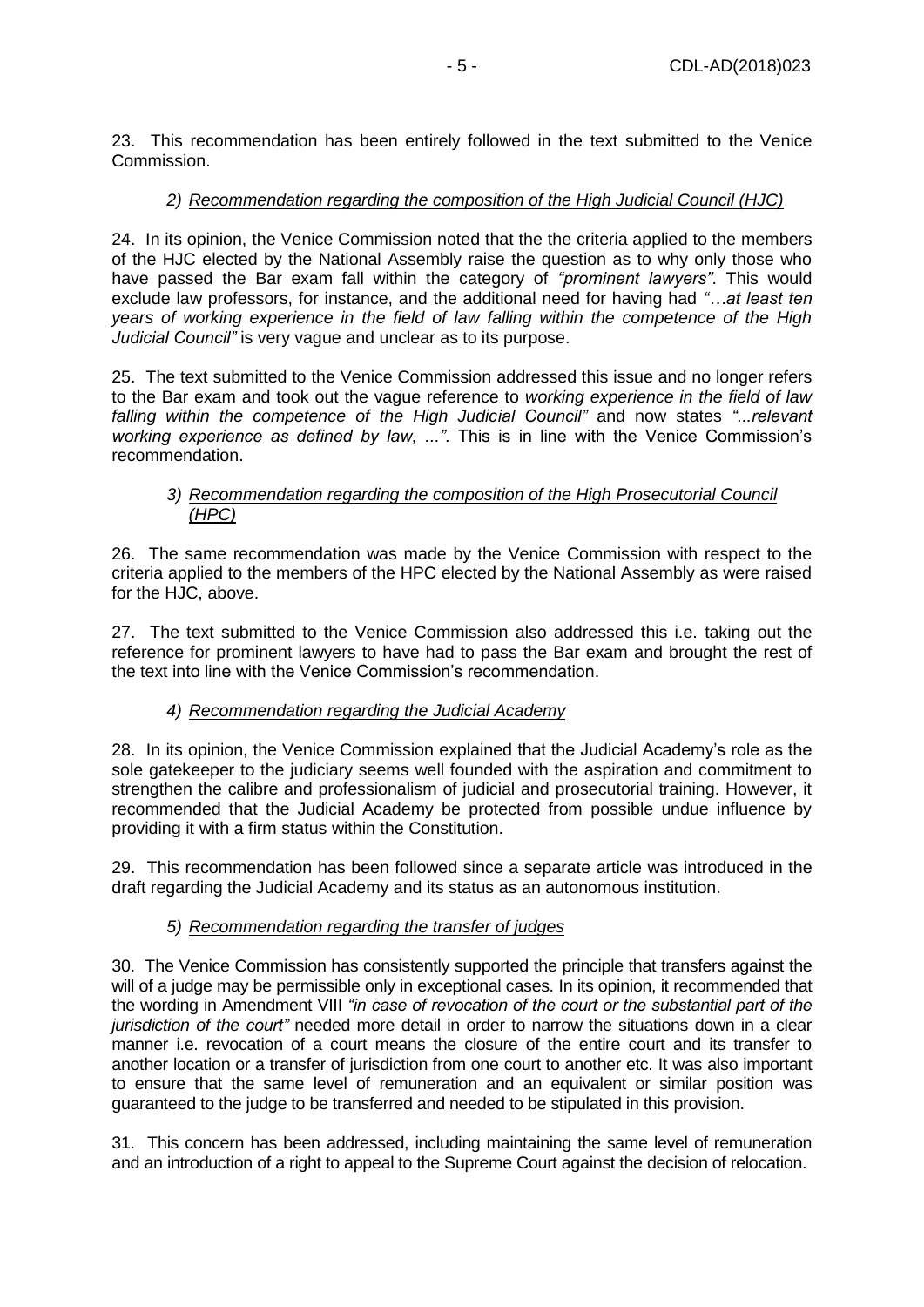23. This recommendation has been entirely followed in the text submitted to the Venice Commission.

### 2) Recommendation regarding the composition of the High Judicial Council (HJC)

24. In its opinion, the Venice Commission noted that the the criteria applied to the members of the HJC elected by the National Assembly raise the question as to why only those who have passed the Bar exam fall within the category of *"prominent lawyers"*. This would exclude law professors, for instance, and the additional need for having had *"…at least ten years of working experience in the field of law falling within the competence of the High Judicial Council"* is very vague and unclear as to its purpose.

25. The text submitted to the Venice Commission addressed this issue and no longer refers to the Bar exam and took out the vague reference to *working experience in the field of law falling within the competence of the High Judicial Council"* and now states *"...relevant working experience as defined by law, ..."*. This is in line with the Venice Commission's recommendation.

### 3) Recommendation regarding the composition of the High Prosecutorial Council (HPC)

26. The same recommendation was made by the Venice Commission with respect to the criteria applied to the members of the HPC elected by the National Assembly as were raised for the HJC, above.

27. The text submitted to the Venice Commission also addressed this i.e. taking out the reference for prominent lawyers to have had to pass the Bar exam and brought the rest of the text into line with the Venice Commission's recommendation.

### 4) Recommendation regarding the Judicial Academy

28. In its opinion, the Venice Commission explained that the Judicial Academy's role as the sole gatekeeper to the judiciary seems well founded with the aspiration and commitment to strengthen the calibre and professionalism of judicial and prosecutorial training. However, it recommended that the Judicial Academy be protected from possible undue influence by providing it with a firm status within the Constitution.

29. This recommendation has been followed since a separate article was introduced in the draft regarding the Judicial Academy and its status as an autonomous institution.

### 5) Recommendation regarding the transfer of judges

30. The Venice Commission has consistently supported the principle that transfers against the will of a judge may be permissible only in exceptional cases. In its opinion, it recommended that the wording in Amendment VIII *"in case of revocation of the court or the substantial part of the jurisdiction of the court"* needed more detail in order to narrow the situations down in a clear manner i.e. revocation of a court means the closure of the entire court and its transfer to another location or a transfer of jurisdiction from one court to another etc. It was also important to ensure that the same level of remuneration and an equivalent or similar position was guaranteed to the judge to be transferred and needed to be stipulated in this provision.

31. This concern has been addressed, including maintaining the same level of remuneration and an introduction of a right to appeal to the Supreme Court against the decision of relocation.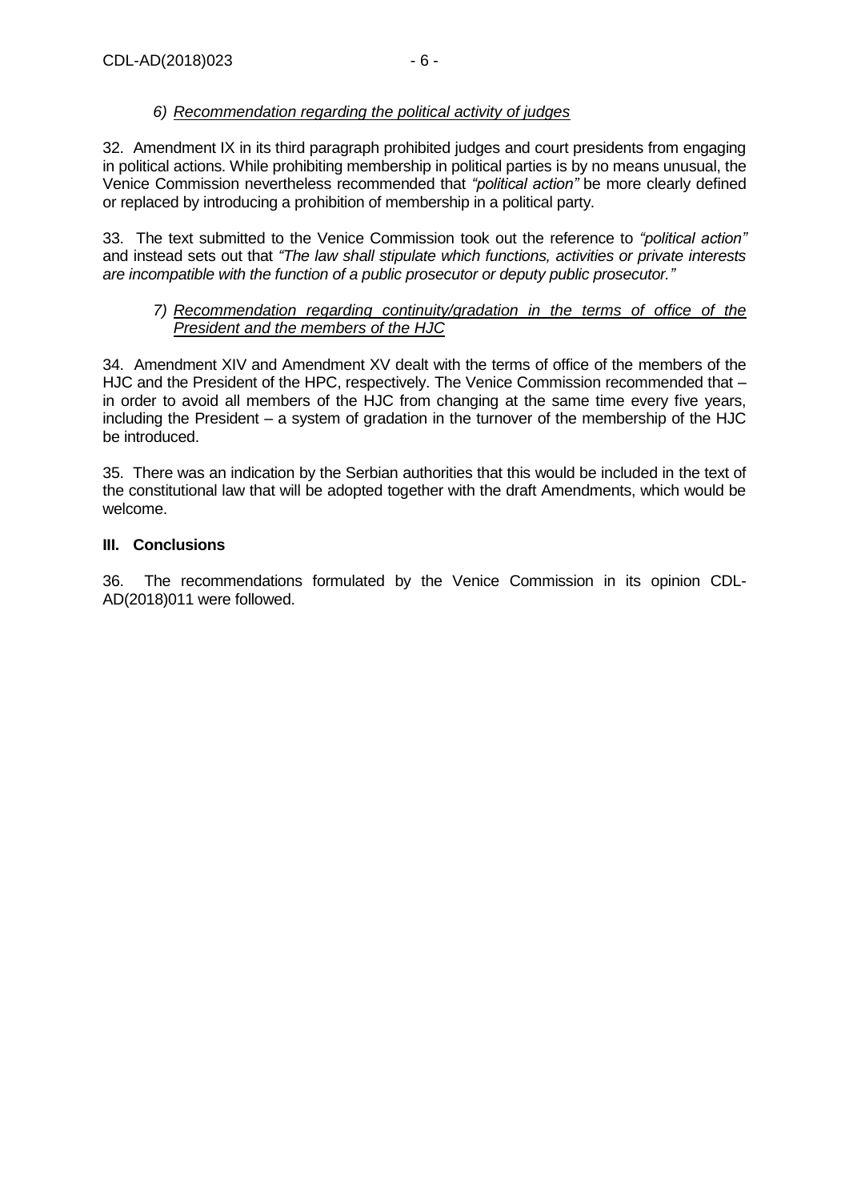*6) Recommendation regarding the political activity of judges*

32. Amendment IX in its third paragraph prohibited judges and court presidents from engaging in political actions. While prohibiting membership in political parties is by no means unusual, the Venice Commission nevertheless recommended that *"political action"* be more clearly defined or replaced by introducing a prohibition of membership in a political party.

33. The text submitted to the Venice Commission took out the reference to *"political action"* and instead sets out that *"The law shall stipulate which functions, activities or private interests are incompatible with the function of a public prosecutor or deputy public prosecutor."*

*7) Recommendation regarding continuity/gradation in the terms of office of the President and the members of the HJC*

34. Amendment XIV and Amendment XV dealt with the terms of office of the members of the HJC and the President of the HPC, respectively. The Venice Commission recommended that – in order to avoid all members of the HJC from changing at the same time every five years, including the President – a system of gradation in the turnover of the membership of the HJC be introduced.

35. There was an indication by the Serbian authorities that this would be included in the text of the constitutional law that will be adopted together with the draft Amendments, which would be welcome.

## III. Conclusions

36. The recommendations formulated by the Venice Commission in its opinion CDL-AD(2018)011 were followed.